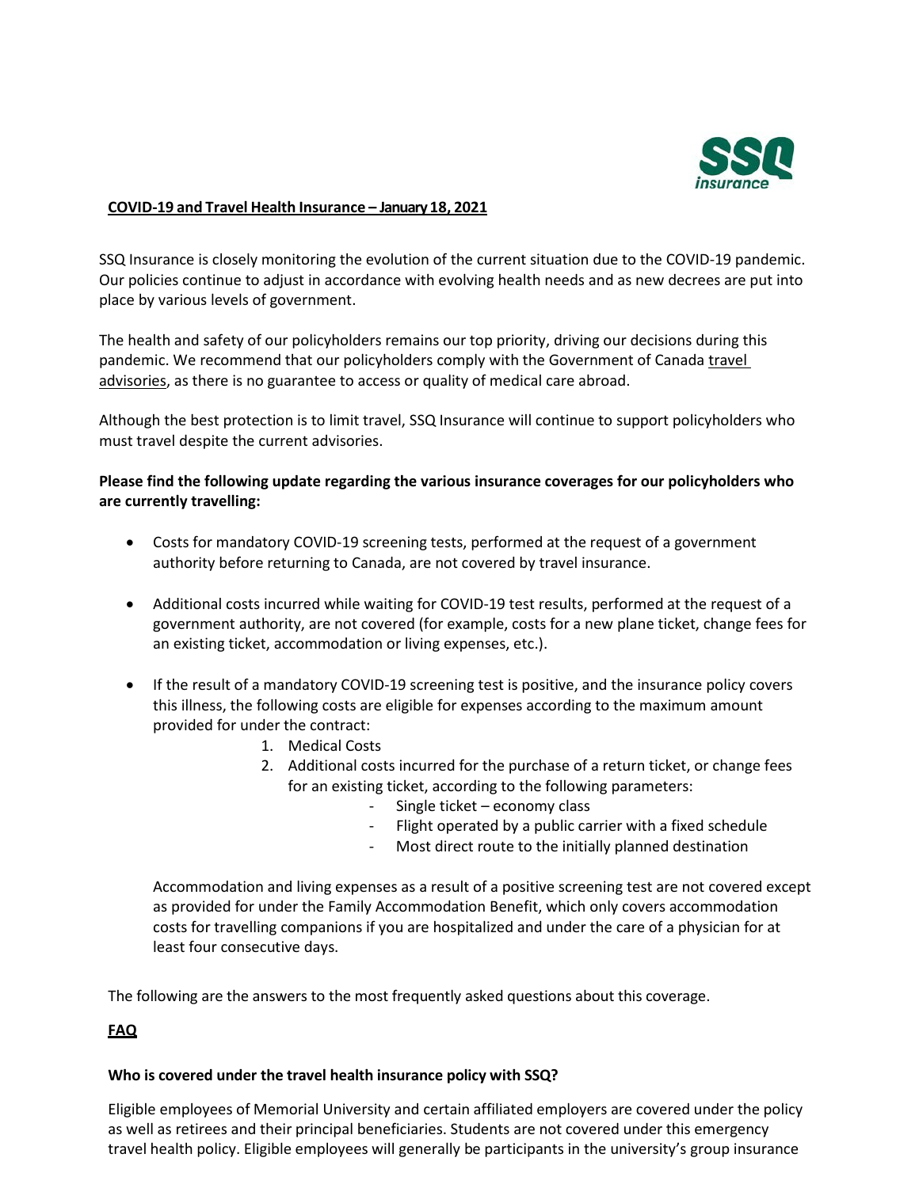## COVID-19 and Travel Health Insurance – January 18, 2021

SSQ Insurance is closely monitoring the evolution of the current situation due to the COVID-19 pandemic. Our policies continue to adjust in accordance with evolving health needs and as new decrees are put into place by various levels of government.

The health and safety of our policyholders remains our top priority, driving our decisions during this pandemic. We recommend that our policyholders comply with the Government of Canada travel advisories, as there is no guarantee to access or quality of medical care abroad.

Although the best protection is to limit travel, SSQ Insurance will continue to support policyholders who must travel despite the current advisories.

**Please find the following update regarding the various insurance coverages for our policyholders who are currently travelling:**

- Costs for mandatory COVID-19 screening tests, performed at the request of a government authority before returning to Canada, are not covered by travel insurance.
- Additional costs incurred while waiting for COVID-19 test results, performed at the request of a government authority, are not covered (for example, costs for a new plane ticket, change fees for an existing ticket, accommodation or living expenses, etc.).
- If the result of a mandatory COVID-19 screening test is positive, and the insurance policy covers this illness, the following costs are eligible for expenses according to the maximum amount provided for under the contract:
  1. Medical Costs
  2. Additional costs incurred for the purchase of a return ticket, or change fees for an existing ticket, according to the following parameters:
     - Single ticket – economy class
     - Flight operated by a public carrier with a fixed schedule
     - Most direct route to the initially planned destination

  Accommodation and living expenses as a result of a positive screening test are not covered except as provided for under the Family Accommodation Benefit, which only covers accommodation costs for travelling companions if you are hospitalized and under the care of a physician for at least four consecutive days.

The following are the answers to the most frequently asked questions about this coverage.

## FAQ

**Who is covered under the travel health insurance policy with SSQ?**

Eligible employees of Memorial University and certain affiliated employers are covered under the policy as well as retirees and their principal beneficiaries. Students are not covered under this emergency travel health policy. Eligible employees will generally be participants in the university's group insurance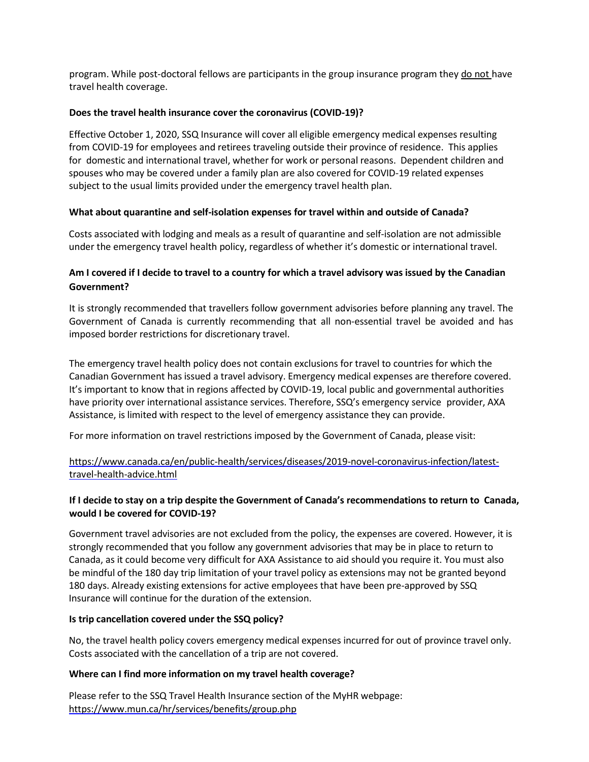program. While post-doctoral fellows are participants in the group insurance program they <u>do not</u> have travel health coverage.

**Does the travel health insurance cover the coronavirus (COVID-19)?**

Effective October 1, 2020, SSQ Insurance will cover all eligible emergency medical expenses resulting from COVID-19 for employees and retirees traveling outside their province of residence. This applies for domestic and international travel, whether for work or personal reasons. Dependent children and spouses who may be covered under a family plan are also covered for COVID-19 related expenses subject to the usual limits provided under the emergency travel health plan.

**What about quarantine and self-isolation expenses for travel within and outside of Canada?**

Costs associated with lodging and meals as a result of quarantine and self-isolation are not admissible under the emergency travel health policy, regardless of whether it's domestic or international travel.

**Am I covered if I decide to travel to a country for which a travel advisory was issued by the Canadian Government?**

It is strongly recommended that travellers follow government advisories before planning any travel. The Government of Canada is currently recommending that all non-essential travel be avoided and has imposed border restrictions for discretionary travel.

The emergency travel health policy does not contain exclusions for travel to countries for which the Canadian Government has issued a travel advisory. Emergency medical expenses are therefore covered. It's important to know that in regions affected by COVID-19, local public and governmental authorities have priority over international assistance services. Therefore, SSQ's emergency service provider, AXA Assistance, is limited with respect to the level of emergency assistance they can provide.

For more information on travel restrictions imposed by the Government of Canada, please visit:

https://www.canada.ca/en/public-health/services/diseases/2019-novel-coronavirus-infection/latest-travel-health-advice.html

**If I decide to stay on a trip despite the Government of Canada's recommendations to return to Canada, would I be covered for COVID-19?**

Government travel advisories are not excluded from the policy, the expenses are covered. However, it is strongly recommended that you follow any government advisories that may be in place to return to Canada, as it could become very difficult for AXA Assistance to aid should you require it. You must also be mindful of the 180 day trip limitation of your travel policy as extensions may not be granted beyond 180 days. Already existing extensions for active employees that have been pre-approved by SSQ Insurance will continue for the duration of the extension.

**Is trip cancellation covered under the SSQ policy?**

No, the travel health policy covers emergency medical expenses incurred for out of province travel only. Costs associated with the cancellation of a trip are not covered.

**Where can I find more information on my travel health coverage?**

Please refer to the SSQ Travel Health Insurance section of the MyHR webpage: https://www.mun.ca/hr/services/benefits/group.php